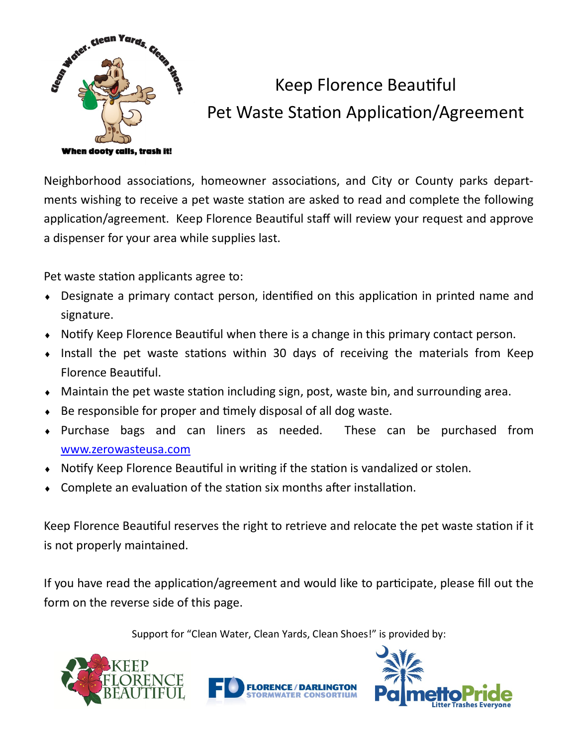# Keep Florence Beautiful
# Pet Waste Station Application/Agreement

Neighborhood associations, homeowner associations, and City or County parks departments wishing to receive a pet waste station are asked to read and complete the following application/agreement. Keep Florence Beautiful staff will review your request and approve a dispenser for your area while supplies last.

Pet waste station applicants agree to:

- Designate a primary contact person, identified on this application in printed name and signature.
- Notify Keep Florence Beautiful when there is a change in this primary contact person.
- Install the pet waste stations within 30 days of receiving the materials from Keep Florence Beautiful.
- Maintain the pet waste station including sign, post, waste bin, and surrounding area.
- Be responsible for proper and timely disposal of all dog waste.
- Purchase bags and can liners as needed. These can be purchased from [www.zerowasteusa.com](http://www.zerowasteusa.com)
- Notify Keep Florence Beautiful in writing if the station is vandalized or stolen.
- Complete an evaluation of the station six months after installation.

Keep Florence Beautiful reserves the right to retrieve and relocate the pet waste station if it is not properly maintained.

If you have read the application/agreement and would like to participate, please fill out the form on the reverse side of this page.

Support for "Clean Water, Clean Yards, Clean Shoes!" is provided by:

Keep Florence Beautiful | Florence / Darlington Stormwater Consortium | PalmettoPride – Litter Trashes Everyone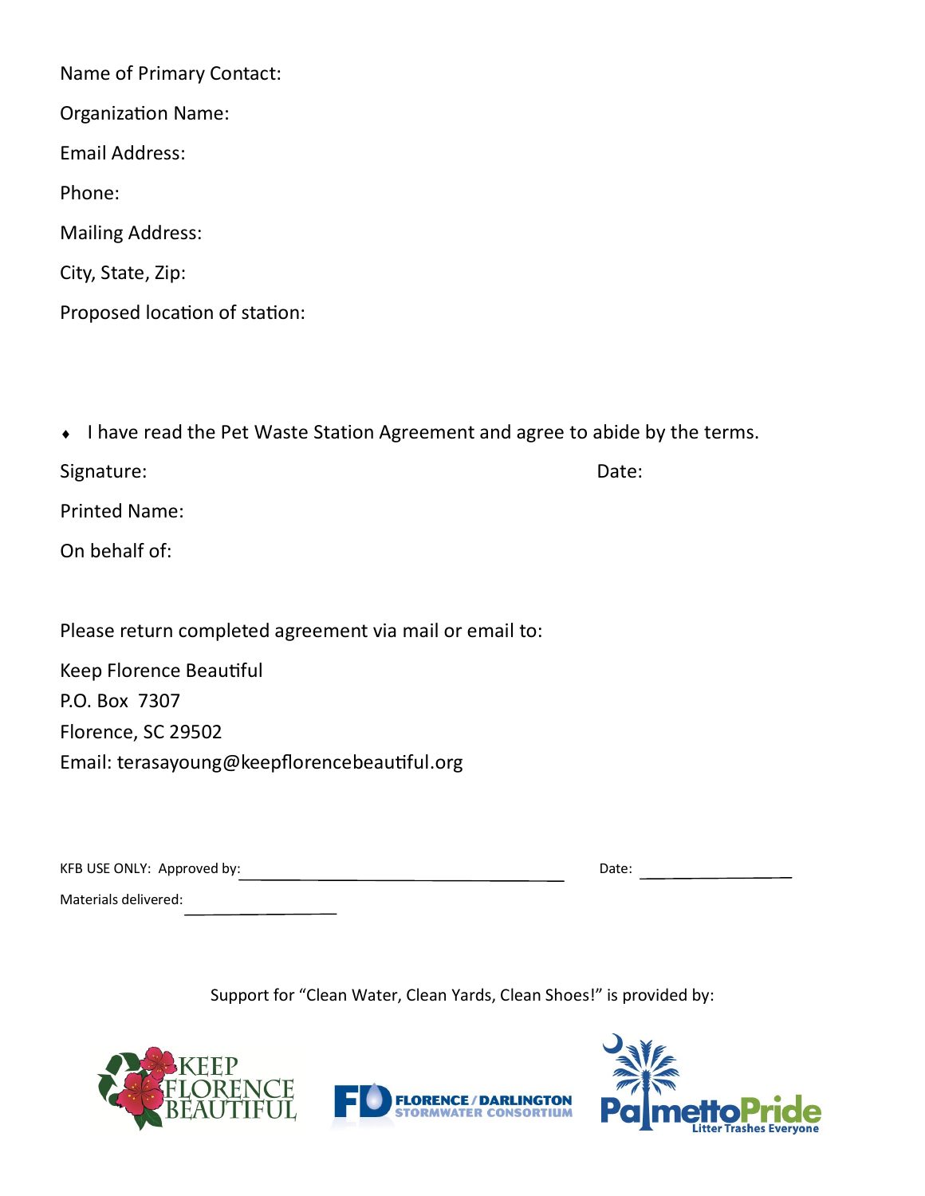Name of Primary Contact:

Organization Name:

Email Address:

Phone:

Mailing Address:

City, State, Zip:

Proposed location of station:

- I have read the Pet Waste Station Agreement and agree to abide by the terms.

Signature: Date:

Printed Name:

On behalf of:

Please return completed agreement via mail or email to:

Keep Florence Beautiful
P.O. Box 7307
Florence, SC 29502
Email: terasayoung@keepflorencebeautiful.org

KFB USE ONLY: Approved by: ______________________ Date: ____________

Materials delivered: ____________

Support for "Clean Water, Clean Yards, Clean Shoes!" is provided by:

KEEP FLORENCE BEAUTIFUL

FLORENCE / DARLINGTON STORMWATER CONSORTIUM

PalmettoPride Litter Trashes Everyone